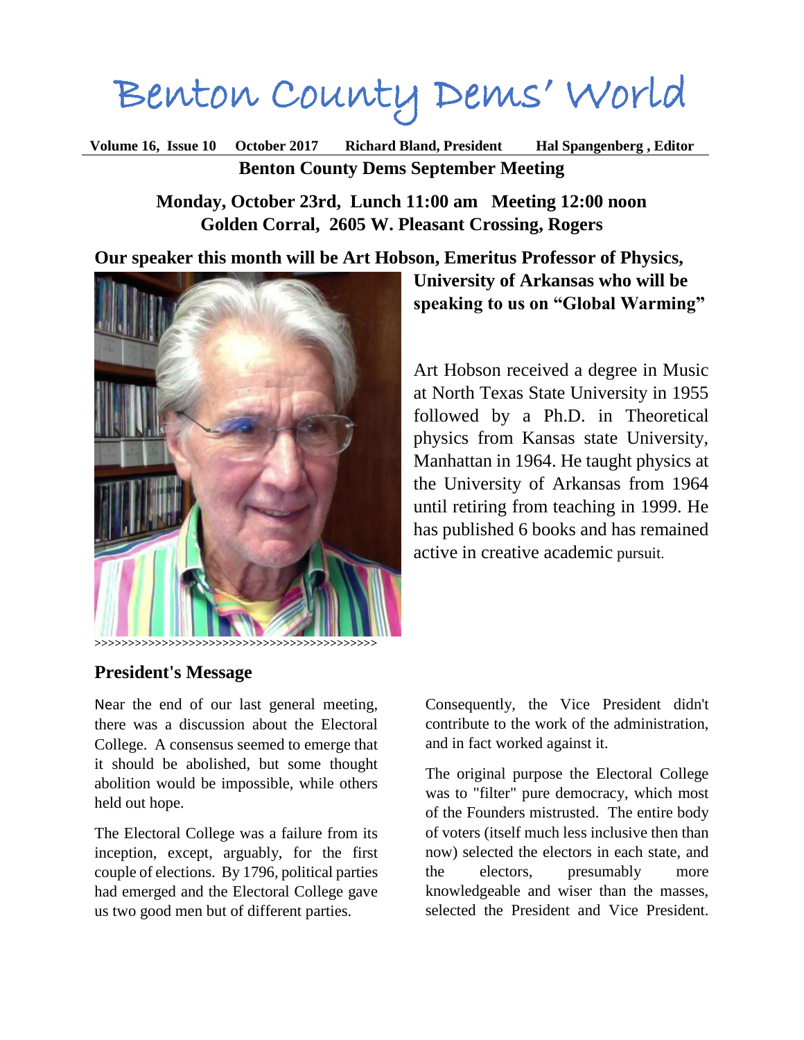# Benton County Dems' World

**Volume 16, Issue 10 October 2017 Richard Bland, President Hal Spangenberg , Editor**

## Benton County Dems September Meeting

**Monday, October 23rd, Lunch 11:00 am Meeting 12:00 noon**
**Golden Corral, 2605 W. Pleasant Crossing, Rogers**

**Our speaker this month will be Art Hobson, Emeritus Professor of Physics, University of Arkansas who will be speaking to us on "Global Warming"**

Art Hobson received a degree in Music at North Texas State University in 1955 followed by a Ph.D. in Theoretical physics from Kansas state University, Manhattan in 1964. He taught physics at the University of Arkansas from 1964 until retiring from teaching in 1999. He has published 6 books and has remained active in creative academic pursuit.

>>>>>>>>>>>>>>>>>>>>>>>>>>>>>>>>>>>>>>>>>>

## President's Message

Near the end of our last general meeting, there was a discussion about the Electoral College. A consensus seemed to emerge that it should be abolished, but some thought abolition would be impossible, while others held out hope.

The Electoral College was a failure from its inception, except, arguably, for the first couple of elections. By 1796, political parties had emerged and the Electoral College gave us two good men but of different parties. Consequently, the Vice President didn't contribute to the work of the administration, and in fact worked against it.

The original purpose the Electoral College was to "filter" pure democracy, which most of the Founders mistrusted. The entire body of voters (itself much less inclusive then than now) selected the electors in each state, and the electors, presumably more knowledgeable and wiser than the masses, selected the President and Vice President.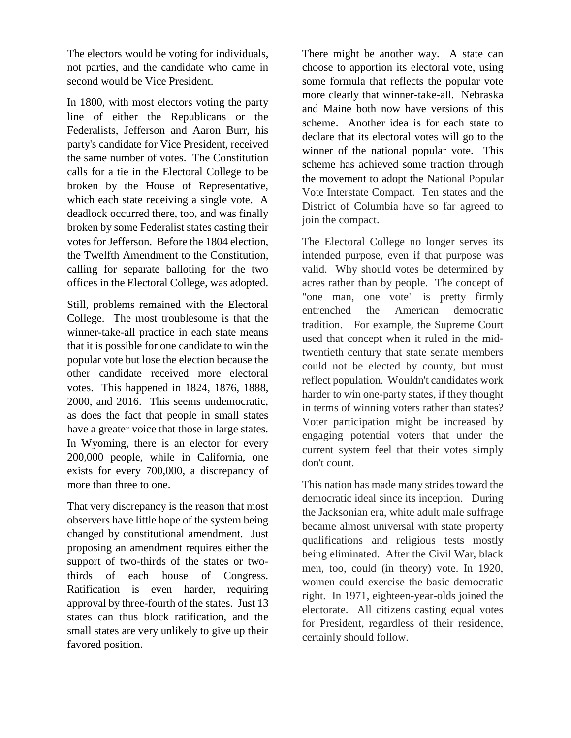The electors would be voting for individuals, not parties, and the candidate who came in second would be Vice President.

In 1800, with most electors voting the party line of either the Republicans or the Federalists, Jefferson and Aaron Burr, his party's candidate for Vice President, received the same number of votes. The Constitution calls for a tie in the Electoral College to be broken by the House of Representative, which each state receiving a single vote. A deadlock occurred there, too, and was finally broken by some Federalist states casting their votes for Jefferson. Before the 1804 election, the Twelfth Amendment to the Constitution, calling for separate balloting for the two offices in the Electoral College, was adopted.

Still, problems remained with the Electoral College. The most troublesome is that the winner-take-all practice in each state means that it is possible for one candidate to win the popular vote but lose the election because the other candidate received more electoral votes. This happened in 1824, 1876, 1888, 2000, and 2016. This seems undemocratic, as does the fact that people in small states have a greater voice that those in large states. In Wyoming, there is an elector for every 200,000 people, while in California, one exists for every 700,000, a discrepancy of more than three to one.

That very discrepancy is the reason that most observers have little hope of the system being changed by constitutional amendment. Just proposing an amendment requires either the support of two-thirds of the states or two-thirds of each house of Congress. Ratification is even harder, requiring approval by three-fourth of the states. Just 13 states can thus block ratification, and the small states are very unlikely to give up their favored position.

There might be another way. A state can choose to apportion its electoral vote, using some formula that reflects the popular vote more clearly that winner-take-all. Nebraska and Maine both now have versions of this scheme. Another idea is for each state to declare that its electoral votes will go to the winner of the national popular vote. This scheme has achieved some traction through the movement to adopt the National Popular Vote Interstate Compact. Ten states and the District of Columbia have so far agreed to join the compact.

The Electoral College no longer serves its intended purpose, even if that purpose was valid. Why should votes be determined by acres rather than by people. The concept of "one man, one vote" is pretty firmly entrenched the American democratic tradition. For example, the Supreme Court used that concept when it ruled in the mid-twentieth century that state senate members could not be elected by county, but must reflect population. Wouldn't candidates work harder to win one-party states, if they thought in terms of winning voters rather than states? Voter participation might be increased by engaging potential voters that under the current system feel that their votes simply don't count.

This nation has made many strides toward the democratic ideal since its inception. During the Jacksonian era, white adult male suffrage became almost universal with state property qualifications and religious tests mostly being eliminated. After the Civil War, black men, too, could (in theory) vote. In 1920, women could exercise the basic democratic right. In 1971, eighteen-year-olds joined the electorate. All citizens casting equal votes for President, regardless of their residence, certainly should follow.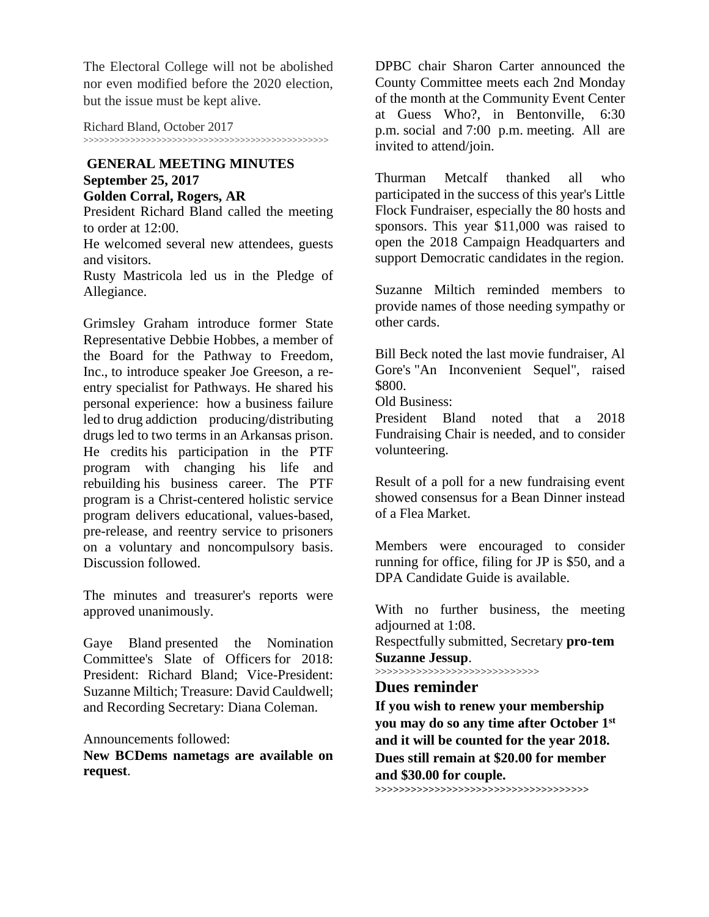The Electoral College will not be abolished nor even modified before the 2020 election, but the issue must be kept alive.

Richard Bland, October 2017

>>>>>>>>>>>>>>>>>>>>>>>>>>>>>>>>>>>>>>>>>>>>>>>

## GENERAL MEETING MINUTES

**September 25, 2017**

**Golden Corral, Rogers, AR**

President Richard Bland called the meeting to order at 12:00.

He welcomed several new attendees, guests and visitors.

Rusty Mastricola led us in the Pledge of Allegiance.

Grimsley Graham introduce former State Representative Debbie Hobbes, a member of the Board for the Pathway to Freedom, Inc., to introduce speaker Joe Greeson, a re-entry specialist for Pathways. He shared his personal experience: how a business failure led to drug addiction producing/distributing drugs led to two terms in an Arkansas prison. He credits his participation in the PTF program with changing his life and rebuilding his business career. The PTF program is a Christ-centered holistic service program delivers educational, values-based, pre-release, and reentry service to prisoners on a voluntary and noncompulsory basis. Discussion followed.

The minutes and treasurer's reports were approved unanimously.

Gaye Bland presented the Nomination Committee's Slate of Officers for 2018: President: Richard Bland; Vice-President: Suzanne Miltich; Treasure: David Cauldwell; and Recording Secretary: Diana Coleman.

Announcements followed:

**New BCDems nametags are available on request**.

DPBC chair Sharon Carter announced the County Committee meets each 2nd Monday of the month at the Community Event Center at Guess Who?, in Bentonville, 6:30 p.m. social and 7:00 p.m. meeting. All are invited to attend/join.

Thurman Metcalf thanked all who participated in the success of this year's Little Flock Fundraiser, especially the 80 hosts and sponsors. This year $11,000 was raised to open the 2018 Campaign Headquarters and support Democratic candidates in the region.

Suzanne Miltich reminded members to provide names of those needing sympathy or other cards.

Bill Beck noted the last movie fundraiser, Al Gore's "An Inconvenient Sequel", raised $800.

Old Business:

President Bland noted that a 2018 Fundraising Chair is needed, and to consider volunteering.

Result of a poll for a new fundraising event showed consensus for a Bean Dinner instead of a Flea Market.

Members were encouraged to consider running for office, filing for JP is $50, and a DPA Candidate Guide is available.

With no further business, the meeting adjourned at 1:08.

Respectfully submitted, Secretary **pro-tem Suzanne Jessup**.

>>>>>>>>>>>>>>>>>>>>>>>>>>>>

## Dues reminder

**If you wish to renew your membership you may do so any time after October 1st and it will be counted for the year 2018. Dues still remain at $20.00 for member and $30.00 for couple.**

>>>>>>>>>>>>>>>>>>>>>>>>>>>>>>>>>>>>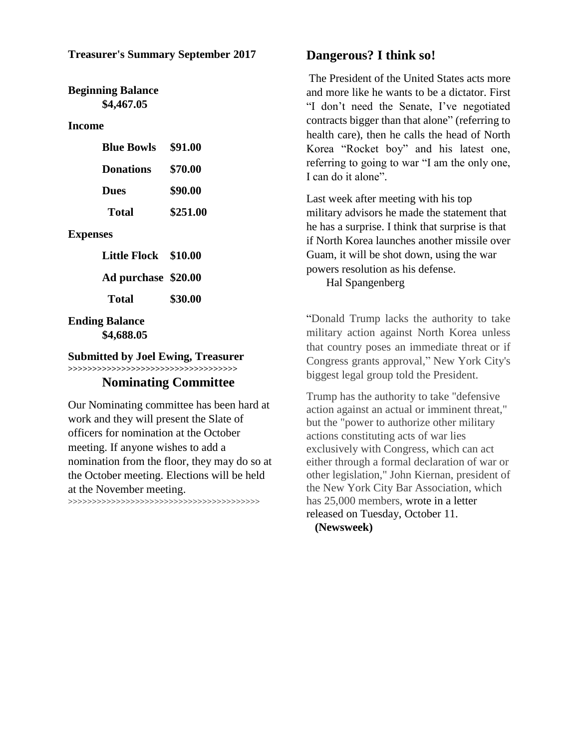**Treasurer's Summary September 2017**

**Beginning Balance**
**$4,467.05**

**Income**

| | |
|---|---|
| **Blue Bowls** | **$91.00** |
| **Donations** | **$70.00** |
| **Dues** | **$90.00** |
| **Total** | **$251.00** |

**Expenses**

| | |
|---|---|
| **Little Flock** | **$10.00** |
| **Ad purchase** | **$20.00** |
| **Total** | **$30.00** |

**Ending Balance**
**$4,688.05**

**Submitted by Joel Ewing, Treasurer**

>>>>>>>>>>>>>>>>>>>>>>>>>>>>>>>>>>>>>

## Nominating Committee

Our Nominating committee has been hard at work and they will present the Slate of officers for nomination at the October meeting. If anyone wishes to add a nomination from the floor, they may do so at the October meeting. Elections will be held at the November meeting.

>>>>>>>>>>>>>>>>>>>>>>>>>>>>>>>>>>>>>>>>>>

## Dangerous? I think so!

The President of the United States acts more and more like he wants to be a dictator. First "I don't need the Senate, I've negotiated contracts bigger than that alone" (referring to health care), then he calls the head of North Korea "Rocket boy" and his latest one, referring to going to war "I am the only one, I can do it alone".

Last week after meeting with his top military advisors he made the statement that he has a surprise. I think that surprise is that if North Korea launches another missile over Guam, it will be shot down, using the war powers resolution as his defense.

Hal Spangenberg

"Donald Trump lacks the authority to take military action against North Korea unless that country poses an immediate threat or if Congress grants approval," New York City's biggest legal group told the President.

Trump has the authority to take "defensive action against an actual or imminent threat," but the "power to authorize other military actions constituting acts of war lies exclusively with Congress, which can act either through a formal declaration of war or other legislation," John Kiernan, president of the New York City Bar Association, which has 25,000 members, wrote in a letter released on Tuesday, October 11.

**(Newsweek)**